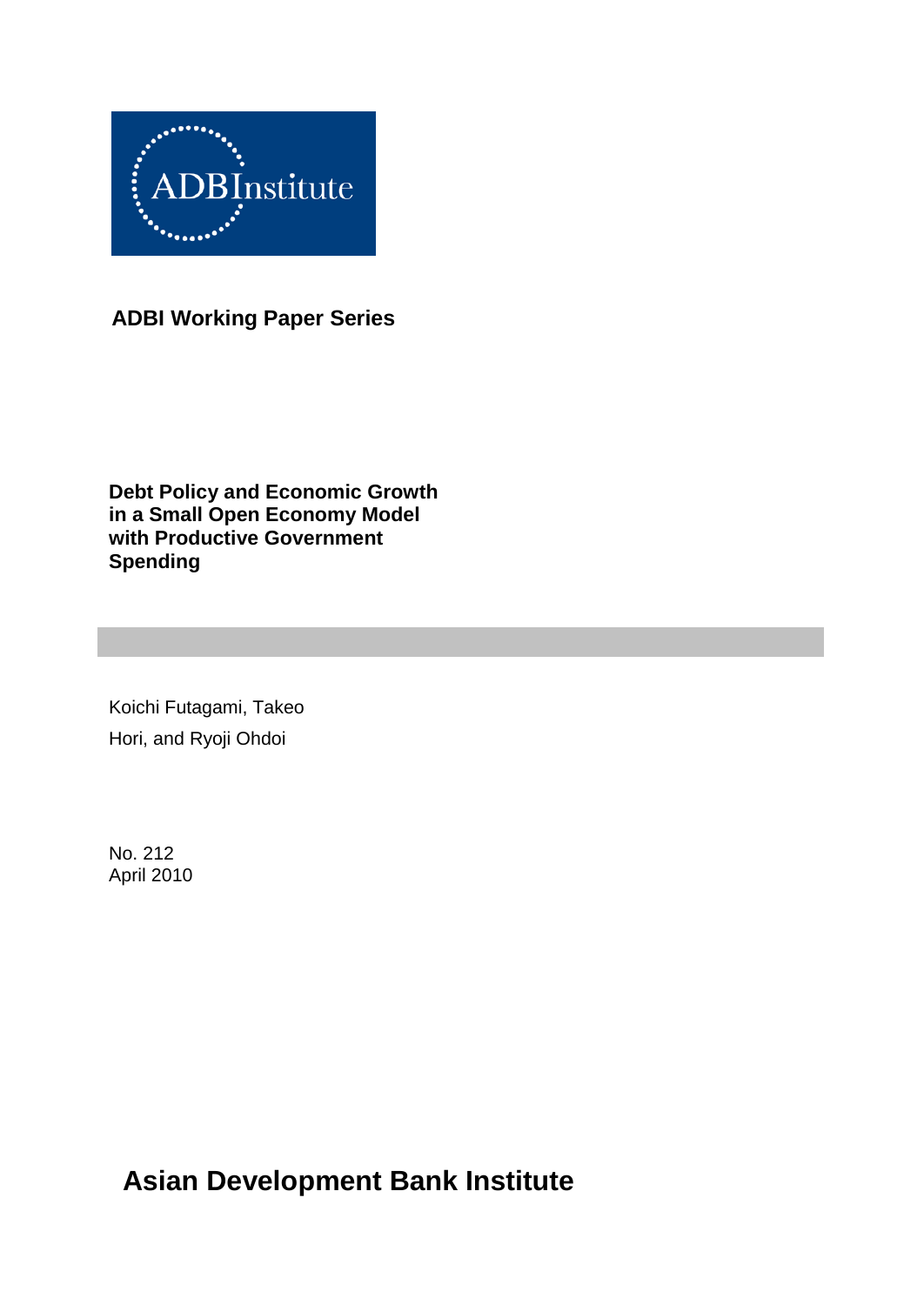ADBInstitute

**ADBI Working Paper Series**

# Debt Policy and Economic Growth in a Small Open Economy Model with Productive Government Spending

Koichi Futagami, Takeo Hori, and Ryoji Ohdoi

No. 212
April 2010

**Asian Development Bank Institute**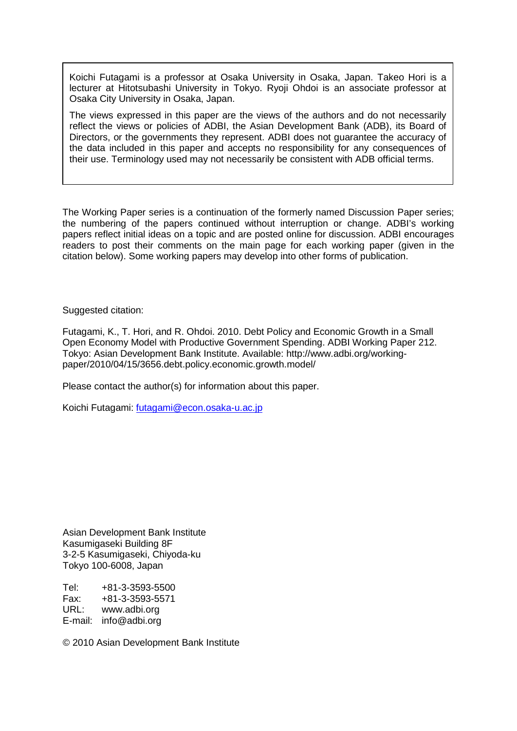Koichi Futagami is a professor at Osaka University in Osaka, Japan. Takeo Hori is a lecturer at Hitotsubashi University in Tokyo. Ryoji Ohdoi is an associate professor at Osaka City University in Osaka, Japan.

The views expressed in this paper are the views of the authors and do not necessarily reflect the views or policies of ADBI, the Asian Development Bank (ADB), its Board of Directors, or the governments they represent. ADBI does not guarantee the accuracy of the data included in this paper and accepts no responsibility for any consequences of their use. Terminology used may not necessarily be consistent with ADB official terms.

The Working Paper series is a continuation of the formerly named Discussion Paper series; the numbering of the papers continued without interruption or change. ADBI's working papers reflect initial ideas on a topic and are posted online for discussion. ADBI encourages readers to post their comments on the main page for each working paper (given in the citation below). Some working papers may develop into other forms of publication.

Suggested citation:

Futagami, K., T. Hori, and R. Ohdoi. 2010. Debt Policy and Economic Growth in a Small Open Economy Model with Productive Government Spending. ADBI Working Paper 212. Tokyo: Asian Development Bank Institute. Available: http://www.adbi.org/working-paper/2010/04/15/3656.debt.policy.economic.growth.model/

Please contact the author(s) for information about this paper.

Koichi Futagami: futagami@econ.osaka-u.ac.jp

Asian Development Bank Institute
Kasumigaseki Building 8F
3-2-5 Kasumigaseki, Chiyoda-ku
Tokyo 100-6008, Japan

Tel: +81-3-3593-5500
Fax: +81-3-3593-5571
URL: www.adbi.org
E-mail: info@adbi.org

© 2010 Asian Development Bank Institute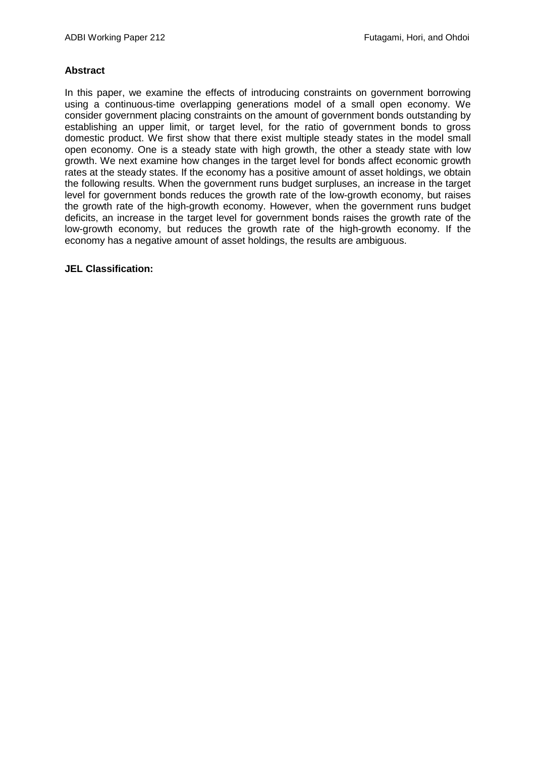**Abstract**

In this paper, we examine the effects of introducing constraints on government borrowing using a continuous-time overlapping generations model of a small open economy. We consider government placing constraints on the amount of government bonds outstanding by establishing an upper limit, or target level, for the ratio of government bonds to gross domestic product. We first show that there exist multiple steady states in the model small open economy. One is a steady state with high growth, the other a steady state with low growth. We next examine how changes in the target level for bonds affect economic growth rates at the steady states. If the economy has a positive amount of asset holdings, we obtain the following results. When the government runs budget surpluses, an increase in the target level for government bonds reduces the growth rate of the low-growth economy, but raises the growth rate of the high-growth economy. However, when the government runs budget deficits, an increase in the target level for government bonds raises the growth rate of the low-growth economy, but reduces the growth rate of the high-growth economy. If the economy has a negative amount of asset holdings, the results are ambiguous.

**JEL Classification:**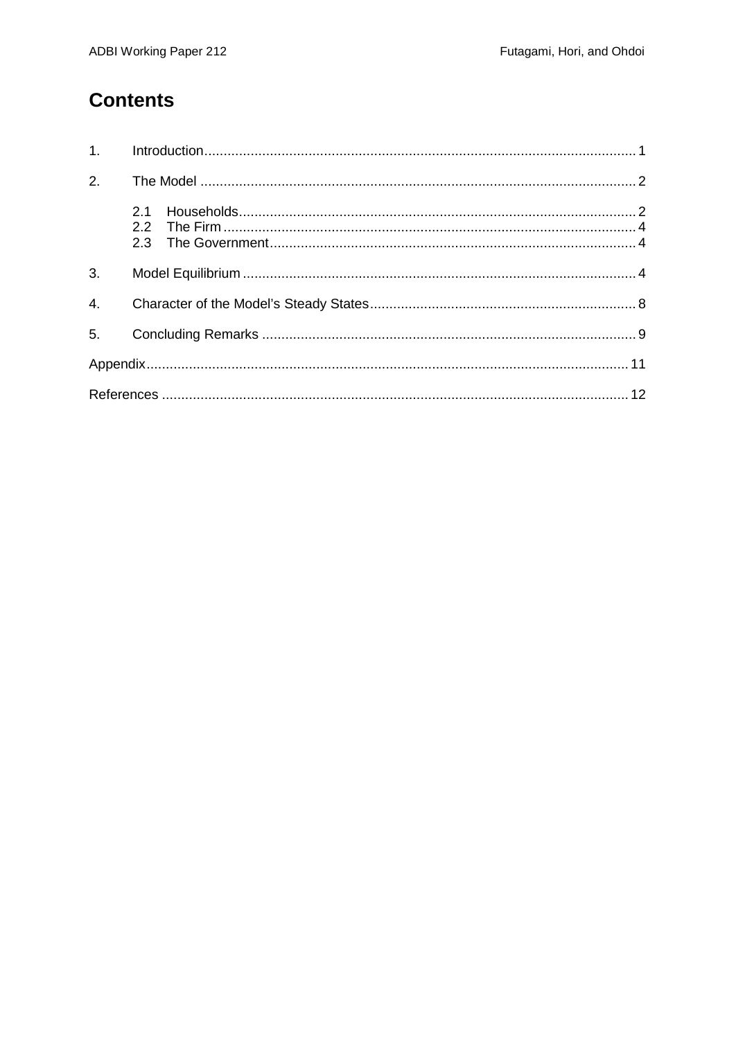# Contents

1. Introduction ... 1
2. The Model ... 2
   - 2.1 Households ... 2
   - 2.2 The Firm ... 4
   - 2.3 The Government ... 4
3. Model Equilibrium ... 4
4. Character of the Model's Steady States ... 8
5. Concluding Remarks ... 9

Appendix ... 11

References ... 12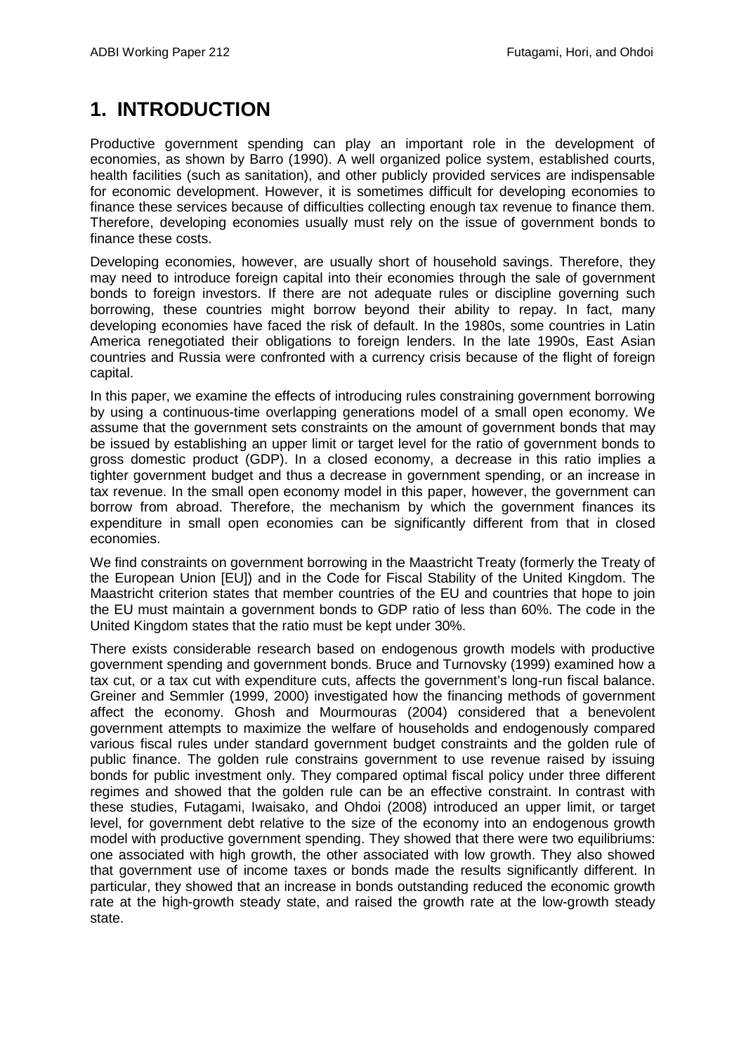# 1. INTRODUCTION

Productive government spending can play an important role in the development of economies, as shown by Barro (1990). A well organized police system, established courts, health facilities (such as sanitation), and other publicly provided services are indispensable for economic development. However, it is sometimes difficult for developing economies to finance these services because of difficulties collecting enough tax revenue to finance them. Therefore, developing economies usually must rely on the issue of government bonds to finance these costs.

Developing economies, however, are usually short of household savings. Therefore, they may need to introduce foreign capital into their economies through the sale of government bonds to foreign investors. If there are not adequate rules or discipline governing such borrowing, these countries might borrow beyond their ability to repay. In fact, many developing economies have faced the risk of default. In the 1980s, some countries in Latin America renegotiated their obligations to foreign lenders. In the late 1990s, East Asian countries and Russia were confronted with a currency crisis because of the flight of foreign capital.

In this paper, we examine the effects of introducing rules constraining government borrowing by using a continuous-time overlapping generations model of a small open economy. We assume that the government sets constraints on the amount of government bonds that may be issued by establishing an upper limit or target level for the ratio of government bonds to gross domestic product (GDP). In a closed economy, a decrease in this ratio implies a tighter government budget and thus a decrease in government spending, or an increase in tax revenue. In the small open economy model in this paper, however, the government can borrow from abroad. Therefore, the mechanism by which the government finances its expenditure in small open economies can be significantly different from that in closed economies.

We find constraints on government borrowing in the Maastricht Treaty (formerly the Treaty of the European Union [EU]) and in the Code for Fiscal Stability of the United Kingdom. The Maastricht criterion states that member countries of the EU and countries that hope to join the EU must maintain a government bonds to GDP ratio of less than 60%. The code in the United Kingdom states that the ratio must be kept under 30%.

There exists considerable research based on endogenous growth models with productive government spending and government bonds. Bruce and Turnovsky (1999) examined how a tax cut, or a tax cut with expenditure cuts, affects the government's long-run fiscal balance. Greiner and Semmler (1999, 2000) investigated how the financing methods of government affect the economy. Ghosh and Mourmouras (2004) considered that a benevolent government attempts to maximize the welfare of households and endogenously compared various fiscal rules under standard government budget constraints and the golden rule of public finance. The golden rule constrains government to use revenue raised by issuing bonds for public investment only. They compared optimal fiscal policy under three different regimes and showed that the golden rule can be an effective constraint. In contrast with these studies, Futagami, Iwaisako, and Ohdoi (2008) introduced an upper limit, or target level, for government debt relative to the size of the economy into an endogenous growth model with productive government spending. They showed that there were two equilibriums: one associated with high growth, the other associated with low growth. They also showed that government use of income taxes or bonds made the results significantly different. In particular, they showed that an increase in bonds outstanding reduced the economic growth rate at the high-growth steady state, and raised the growth rate at the low-growth steady state.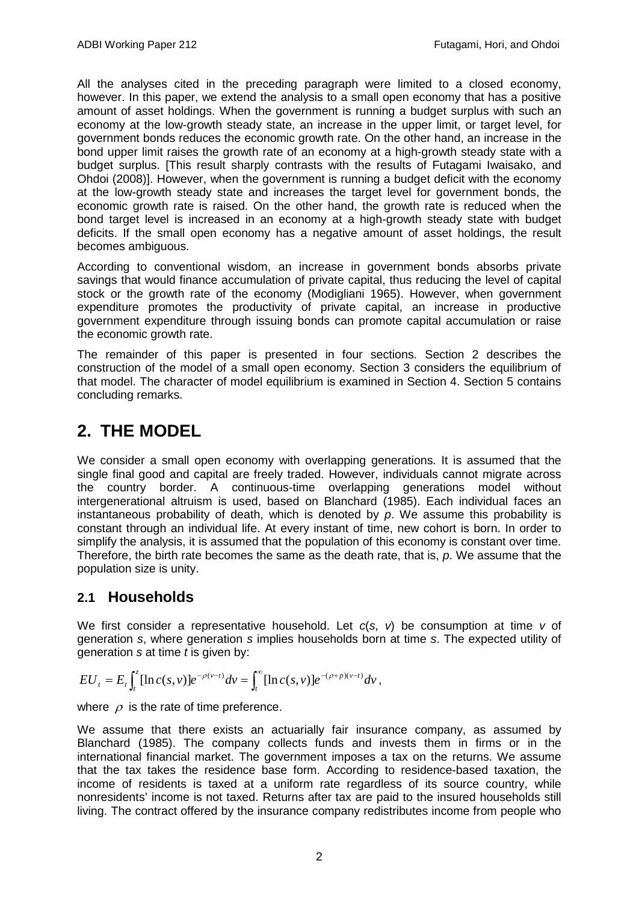All the analyses cited in the preceding paragraph were limited to a closed economy, however. In this paper, we extend the analysis to a small open economy that has a positive amount of asset holdings. When the government is running a budget surplus with such an economy at the low-growth steady state, an increase in the upper limit, or target level, for government bonds reduces the economic growth rate. On the other hand, an increase in the bond upper limit raises the growth rate of an economy at a high-growth steady state with a budget surplus. [This result sharply contrasts with the results of Futagami Iwaisako, and Ohdoi (2008)]. However, when the government is running a budget deficit with the economy at the low-growth steady state and increases the target level for government bonds, the economic growth rate is raised. On the other hand, the growth rate is reduced when the bond target level is increased in an economy at a high-growth steady state with budget deficits. If the small open economy has a negative amount of asset holdings, the result becomes ambiguous.

According to conventional wisdom, an increase in government bonds absorbs private savings that would finance accumulation of private capital, thus reducing the level of capital stock or the growth rate of the economy (Modigliani 1965). However, when government expenditure promotes the productivity of private capital, an increase in productive government expenditure through issuing bonds can promote capital accumulation or raise the economic growth rate.

The remainder of this paper is presented in four sections. Section 2 describes the construction of the model of a small open economy. Section 3 considers the equilibrium of that model. The character of model equilibrium is examined in Section 4. Section 5 contains concluding remarks.

# 2. THE MODEL

We consider a small open economy with overlapping generations. It is assumed that the single final good and capital are freely traded. However, individuals cannot migrate across the country border. A continuous-time overlapping generations model without intergenerational altruism is used, based on Blanchard (1985). Each individual faces an instantaneous probability of death, which is denoted by $p$. We assume this probability is constant through an individual life. At every instant of time, new cohort is born. In order to simplify the analysis, it is assumed that the population of this economy is constant over time. Therefore, the birth rate becomes the same as the death rate, that is, $p$. We assume that the population size is unity.

## 2.1 Households

We first consider a representative household. Let $c(s, v)$ be consumption at time $v$ of generation $s$, where generation $s$ implies households born at time $s$. The expected utility of generation $s$ at time $t$ is given by:

$$EU_t = E_t \int_t^z [\ln c(s,v)] e^{-\rho(v-t)} dv = \int_t^\infty [\ln c(s,v)] e^{-(\rho+p)(v-t)} dv,$$

where $\rho$ is the rate of time preference.

We assume that there exists an actuarially fair insurance company, as assumed by Blanchard (1985). The company collects funds and invests them in firms or in the international financial market. The government imposes a tax on the returns. We assume that the tax takes the residence base form. According to residence-based taxation, the income of residents is taxed at a uniform rate regardless of its source country, while nonresidents' income is not taxed. Returns after tax are paid to the insured households still living. The contract offered by the insurance company redistributes income from people who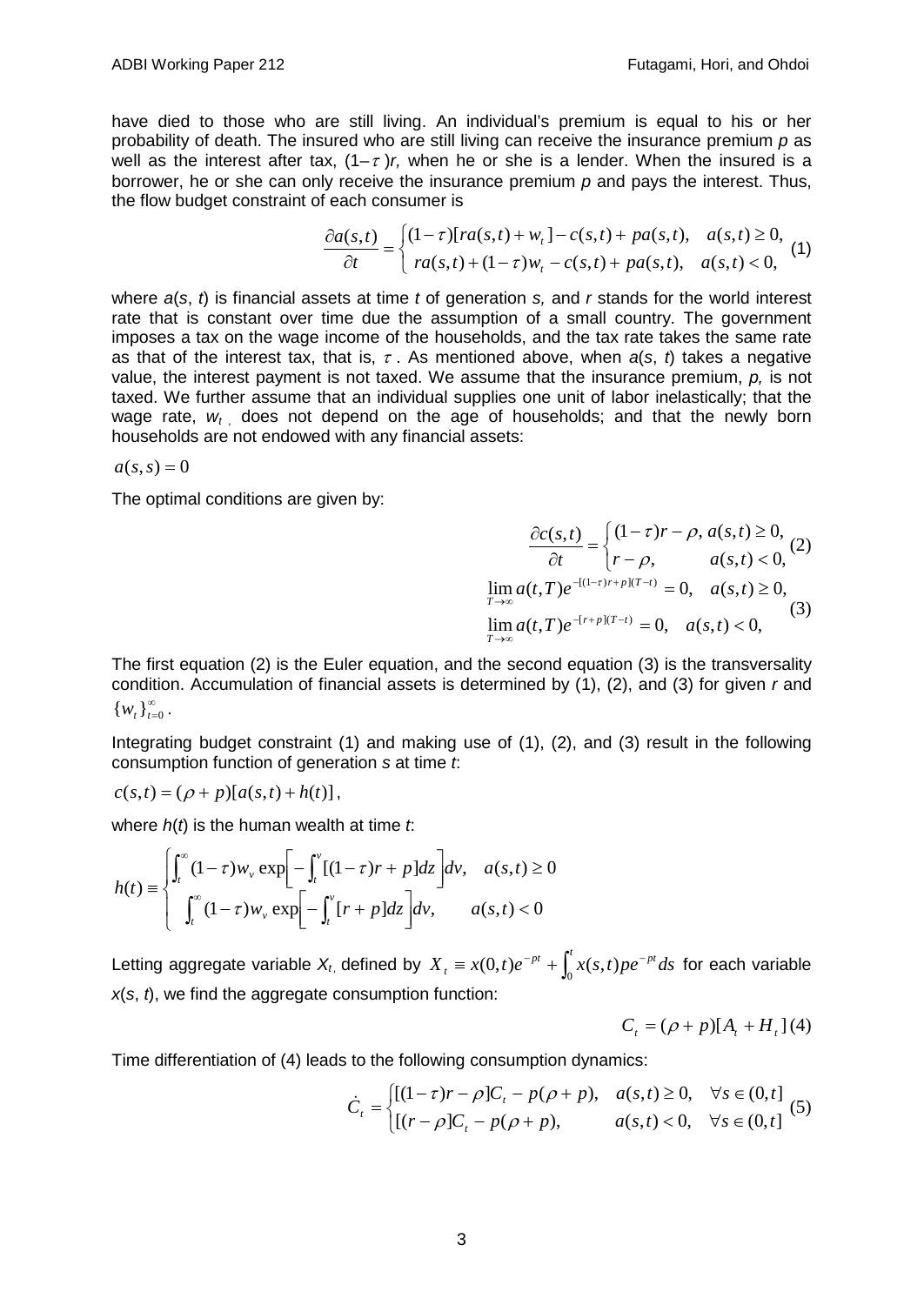have died to those who are still living. An individual's premium is equal to his or her probability of death. The insured who are still living can receive the insurance premium $p$ as well as the interest after tax, $(1-\tau)r$, when he or she is a lender. When the insured is a borrower, he or she can only receive the insurance premium $p$ and pays the interest. Thus, the flow budget constraint of each consumer is

$$\frac{\partial a(s,t)}{\partial t} = \begin{cases} (1-\tau)[ra(s,t)+w_t] - c(s,t) + pa(s,t), & a(s,t) \geq 0, \\ ra(s,t) + (1-\tau)w_t - c(s,t) + pa(s,t), & a(s,t) < 0, \end{cases} \quad (1)$$

where $a(s, t)$ is financial assets at time $t$ of generation $s$, and $r$ stands for the world interest rate that is constant over time due the assumption of a small country. The government imposes a tax on the wage income of the households, and the tax rate takes the same rate as that of the interest tax, that is, $\tau$. As mentioned above, when $a(s, t)$ takes a negative value, the interest payment is not taxed. We assume that the insurance premium, $p$, is not taxed. We further assume that an individual supplies one unit of labor inelastically; that the wage rate, $w_t$, does not depend on the age of households; and that the newly born households are not endowed with any financial assets:

$$a(s,s) = 0$$

The optimal conditions are given by:

$$\frac{\partial c(s,t)}{\partial t} = \begin{cases} (1-\tau)r - \rho, & a(s,t) \geq 0, \\ r - \rho, & a(s,t) < 0, \end{cases} \quad (2)$$

$$\begin{aligned} &\lim_{T\to\infty} a(t,T)e^{-[(1-\tau)r+p](T-t)} = 0, \quad a(s,t) \geq 0, \\ &\lim_{T\to\infty} a(t,T)e^{-[r+p](T-t)} = 0, \quad a(s,t) < 0, \end{aligned} \quad (3)$$

The first equation (2) is the Euler equation, and the second equation (3) is the transversality condition. Accumulation of financial assets is determined by (1), (2), and (3) for given $r$ and $\{w_t\}_{t=0}^{\infty}$.

Integrating budget constraint (1) and making use of (1), (2), and (3) result in the following consumption function of generation $s$ at time $t$:

$$c(s,t) = (\rho + p)[a(s,t) + h(t)],$$

where $h(t)$ is the human wealth at time $t$:

$$h(t) \equiv \begin{cases} \int_t^{\infty} (1-\tau)w_v \exp\left[-\int_t^v [(1-\tau)r + p]dz\right]dv, & a(s,t) \geq 0 \\ \int_t^{\infty} (1-\tau)w_v \exp\left[-\int_t^v [r + p]dz\right]dv, & a(s,t) < 0 \end{cases}$$

Letting aggregate variable $X_t$, defined by $X_t \equiv x(0,t)e^{-pt} + \int_0^t x(s,t)pe^{-pt}ds$ for each variable $x(s, t)$, we find the aggregate consumption function:

$$C_t = (\rho + p)[A_t + H_t] \quad (4)$$

Time differentiation of (4) leads to the following consumption dynamics:

$$\dot{C}_t = \begin{cases} [(1-\tau)r - \rho]C_t - p(\rho + p), & a(s,t) \geq 0, \quad \forall s \in (0,t] \\ [(r - \rho]C_t - p(\rho + p), & a(s,t) < 0, \quad \forall s \in (0,t] \end{cases} \quad (5)$$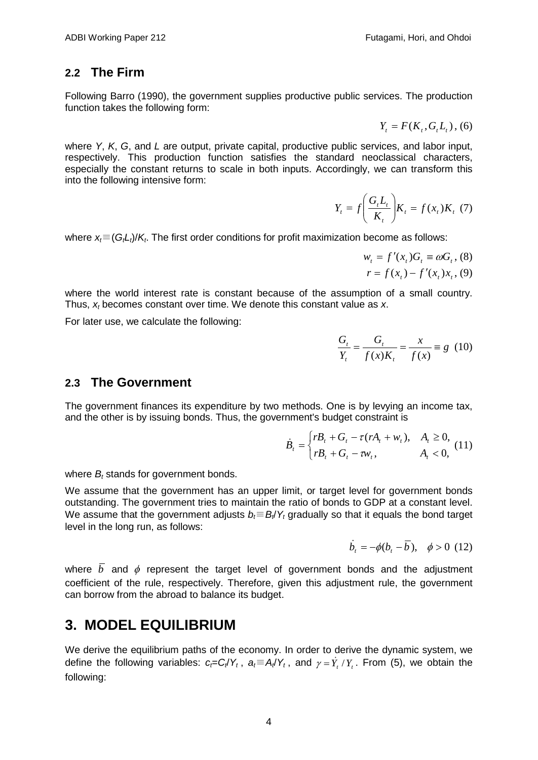## 2.2 The Firm

Following Barro (1990), the government supplies productive public services. The production function takes the following form:

$$Y_t = F(K_t, G_t L_t), \quad (6)$$

where *Y*, *K*, *G*, and *L* are output, private capital, productive public services, and labor input, respectively. This production function satisfies the standard neoclassical characters, especially the constant returns to scale in both inputs. Accordingly, we can transform this into the following intensive form:

$$Y_t = f\left(\frac{G_t L_t}{K_t}\right) K_t = f(x_t) K_t \quad (7)$$

where $x_t \equiv (G_t L_t)/K_t$. The first order conditions for profit maximization become as follows:

$$w_t = f'(x_t) G_t \equiv \omega G_t, \quad (8)$$

$$r = f(x_t) - f'(x_t) x_t, \quad (9)$$

where the world interest rate is constant because of the assumption of a small country. Thus, $x_t$ becomes constant over time. We denote this constant value as $x$.

For later use, we calculate the following:

$$\frac{G_t}{Y_t} = \frac{G_t}{f(x) K_t} = \frac{x}{f(x)} \equiv g \quad (10)$$

## 2.3 The Government

The government finances its expenditure by two methods. One is by levying an income tax, and the other is by issuing bonds. Thus, the government's budget constraint is

$$\dot{B}_t = \begin{cases} rB_t + G_t - \tau(rA_t + w_t), & A_t \geq 0, \\ rB_t + G_t - \tau w_t, & A_t < 0, \end{cases} \quad (11)$$

where $B_t$ stands for government bonds.

We assume that the government has an upper limit, or target level for government bonds outstanding. The government tries to maintain the ratio of bonds to GDP at a constant level. We assume that the government adjusts $b_t \equiv B_t / Y_t$ gradually so that it equals the bond target level in the long run, as follows:

$$\dot{b}_t = -\phi(b_t - \bar{b}), \quad \phi > 0 \quad (12)$$

where $\bar{b}$ and $\phi$ represent the target level of government bonds and the adjustment coefficient of the rule, respectively. Therefore, given this adjustment rule, the government can borrow from the abroad to balance its budget.

# 3. MODEL EQUILIBRIUM

We derive the equilibrium paths of the economy. In order to derive the dynamic system, we define the following variables: $c_t = C_t / Y_t$, $a_t \equiv A_t / Y_t$, and $\gamma = \dot{Y}_t / Y_t$. From (5), we obtain the following: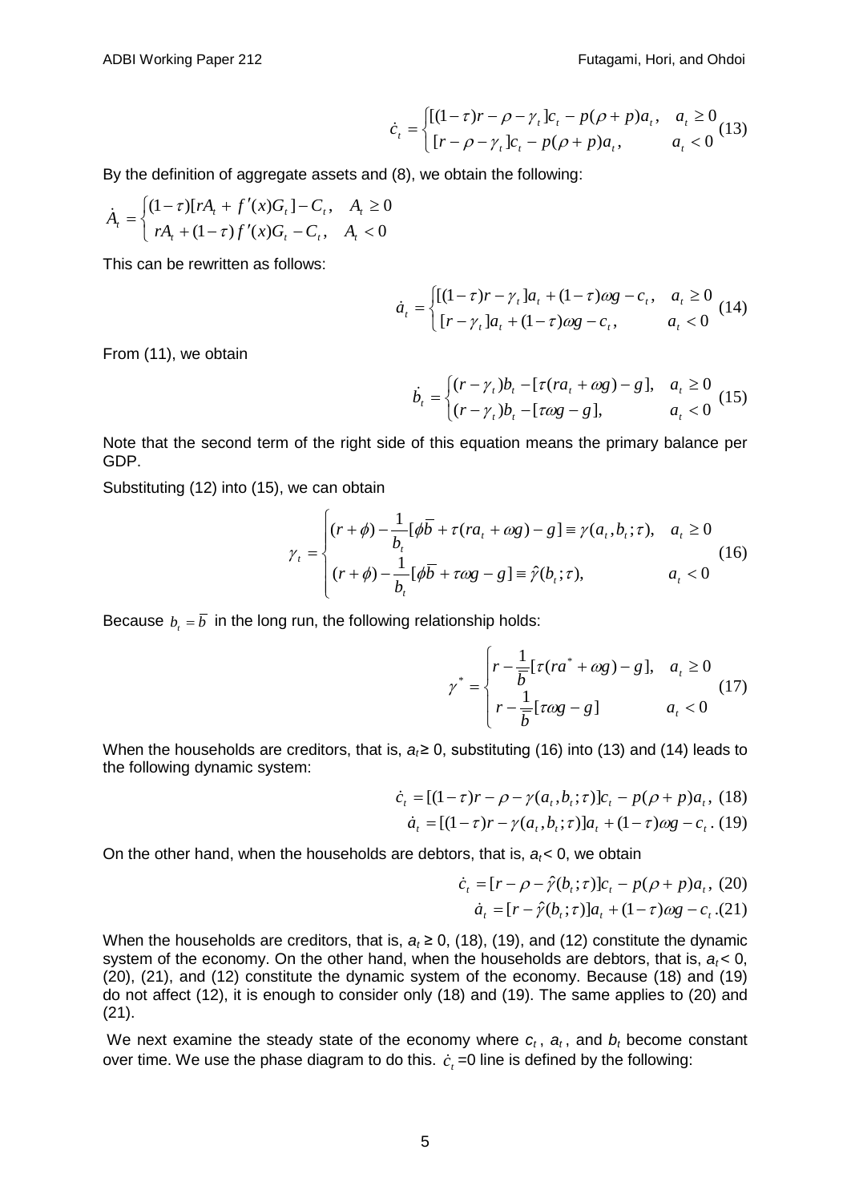$$\dot{c}_t = \begin{cases} [(1-\tau)r - \rho - \gamma_t]c_t - p(\rho + p)a_t, & a_t \geq 0 \\ [r - \rho - \gamma_t]c_t - p(\rho + p)a_t, & a_t < 0 \end{cases} \quad (13)$$

By the definition of aggregate assets and (8), we obtain the following:

$$\dot{A}_t = \begin{cases} (1-\tau)[rA_t + f'(x)G_t] - C_t, & A_t \geq 0 \\ rA_t + (1-\tau)f'(x)G_t - C_t, & A_t < 0 \end{cases}$$

This can be rewritten as follows:

$$\dot{a}_t = \begin{cases} [(1-\tau)r - \gamma_t]a_t + (1-\tau)\omega g - c_t, & a_t \geq 0 \\ [r - \gamma_t]a_t + (1-\tau)\omega g - c_t, & a_t < 0 \end{cases} \quad (14)$$

From (11), we obtain

$$\dot{b}_t = \begin{cases} (r - \gamma_t)b_t - [\tau(ra_t + \omega g) - g], & a_t \geq 0 \\ (r - \gamma_t)b_t - [\tau\omega g - g], & a_t < 0 \end{cases} \quad (15)$$

Note that the second term of the right side of this equation means the primary balance per GDP.

Substituting (12) into (15), we can obtain

$$\gamma_t = \begin{cases} (r + \phi) - \dfrac{1}{b_t}[\phi\bar{b} + \tau(ra_t + \omega g) - g] \equiv \gamma(a_t, b_t; \tau), & a_t \geq 0 \\ (r + \phi) - \dfrac{1}{b_t}[\phi\bar{b} + \tau\omega g - g] \equiv \hat{\gamma}(b_t; \tau), & a_t < 0 \end{cases} \quad (16)$$

Because $b_t = \bar{b}$ in the long run, the following relationship holds:

$$\gamma^* = \begin{cases} r - \dfrac{1}{\bar{b}}[\tau(ra^* + \omega g) - g], & a_t \geq 0 \\ r - \dfrac{1}{\bar{b}}[\tau\omega g - g] & a_t < 0 \end{cases} \quad (17)$$

When the households are creditors, that is, $a_t \geq 0$, substituting (16) into (13) and (14) leads to the following dynamic system:

$$\dot{c}_t = [(1-\tau)r - \rho - \gamma(a_t, b_t; \tau)]c_t - p(\rho + p)a_t, \quad (18)$$

$$\dot{a}_t = [(1-\tau)r - \gamma(a_t, b_t; \tau)]a_t + (1-\tau)\omega g - c_t. \quad (19)$$

On the other hand, when the households are debtors, that is, $a_t < 0$, we obtain

$$\dot{c}_t = [r - \rho - \hat{\gamma}(b_t; \tau)]c_t - p(\rho + p)a_t, \quad (20)$$

$$\dot{a}_t = [r - \hat{\gamma}(b_t; \tau)]a_t + (1-\tau)\omega g - c_t. \quad (21)$$

When the households are creditors, that is, $a_t \geq 0$, (18), (19), and (12) constitute the dynamic system of the economy. On the other hand, when the households are debtors, that is, $a_t < 0$, (20), (21), and (12) constitute the dynamic system of the economy. Because (18) and (19) do not affect (12), it is enough to consider only (18) and (19). The same applies to (20) and (21).

We next examine the steady state of the economy where $c_t$, $a_t$, and $b_t$ become constant over time. We use the phase diagram to do this. $\dot{c}_t = 0$ line is defined by the following: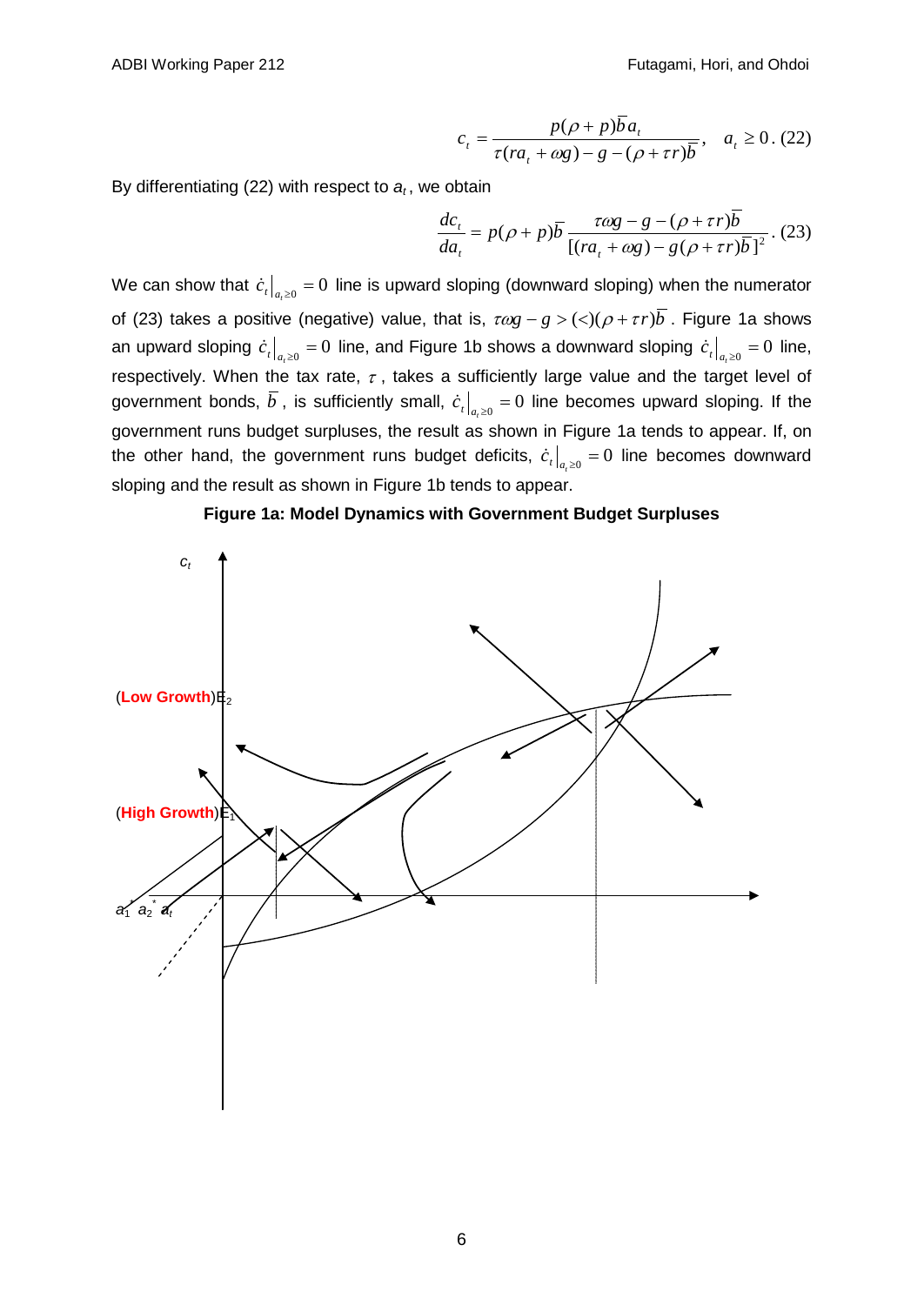$$c_t = \frac{p(\rho + p)\bar{b}a_t}{\tau(ra_t + \omega g) - g - (\rho + \tau r)\bar{b}}, \quad a_t \geq 0. \quad (22)$$

By differentiating (22) with respect to $a_t$, we obtain

$$\frac{dc_t}{da_t} = p(\rho + p)\bar{b}\,\frac{\tau\omega g - g - (\rho + \tau r)\bar{b}}{[(ra_t + \omega g) - g(\rho + \tau r)\bar{b}]^2}. \quad (23)$$

We can show that $\dot{c}_t\big|_{a_t \geq 0} = 0$ line is upward sloping (downward sloping) when the numerator of (23) takes a positive (negative) value, that is, $\tau\omega g - g > (<)(\rho + \tau r)\bar{b}$. Figure 1a shows an upward sloping $\dot{c}_t\big|_{a_t \geq 0} = 0$ line, and Figure 1b shows a downward sloping $\dot{c}_t\big|_{a_t \geq 0} = 0$ line, respectively. When the tax rate, $\tau$, takes a sufficiently large value and the target level of government bonds, $\bar{b}$, is sufficiently small, $\dot{c}_t\big|_{a_t \geq 0} = 0$ line becomes upward sloping. If the government runs budget surpluses, the result as shown in Figure 1a tends to appear. If, on the other hand, the government runs budget deficits, $\dot{c}_t\big|_{a_t \geq 0} = 0$ line becomes downward sloping and the result as shown in Figure 1b tends to appear.

**Figure 1a: Model Dynamics with Government Budget Surpluses**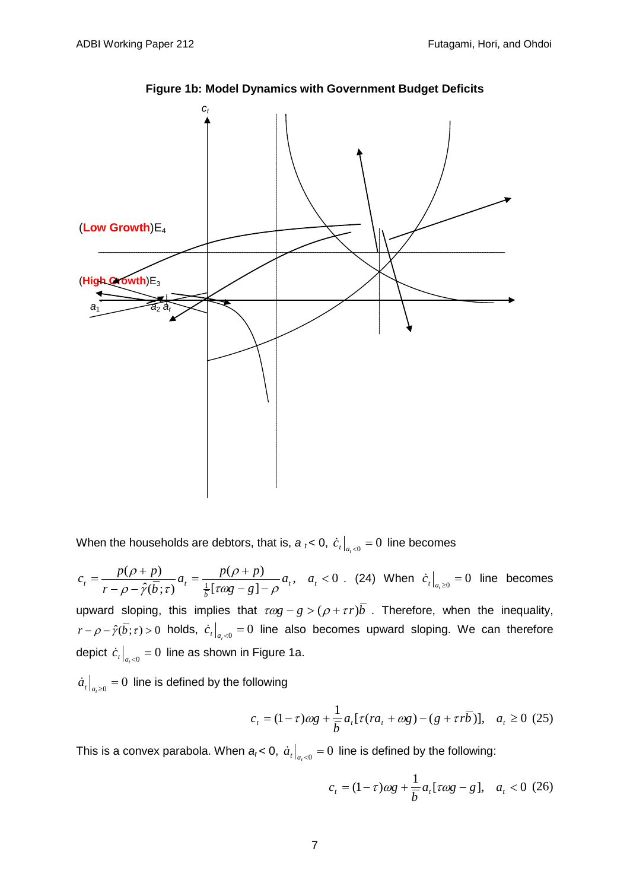**Figure 1b: Model Dynamics with Government Budget Deficits**

When the households are debtors, that is, $a_t < 0$, $\dot{c}_t\big|_{a_t<0} = 0$ line becomes

$$c_t = \frac{p(\rho + p)}{r - \rho - \hat{\gamma}(\bar{b};\tau)} a_t = \frac{p(\rho + p)}{\frac{1}{\bar{b}}[\tau\omega g - g] - \rho} a_t, \quad a_t < 0. \ (24)$$

When $\dot{c}_t\big|_{a_t \geq 0} = 0$ line becomes upward sloping, this implies that $\tau\omega g - g > (\rho + \tau r)\bar{b}$. Therefore, when the inequality, $r - \rho - \hat{\gamma}(\bar{b};\tau) > 0$ holds, $\dot{c}_t\big|_{a_t<0} = 0$ line also becomes upward sloping. We can therefore depict $\dot{c}_t\big|_{a_t<0} = 0$ line as shown in Figure 1a.

$\dot{a}_t\big|_{a_t \geq 0} = 0$ line is defined by the following

$$c_t = (1-\tau)\omega g + \frac{1}{\bar{b}} a_t[\tau(ra_t + \omega g) - (g + \tau r\bar{b})], \quad a_t \geq 0 \ (25)$$

This is a convex parabola. When $a_t < 0$, $\dot{a}_t\big|_{a_t<0} = 0$ line is defined by the following:

$$c_t = (1-\tau)\omega g + \frac{1}{\bar{b}} a_t[\tau\omega g - g], \quad a_t < 0 \ (26)$$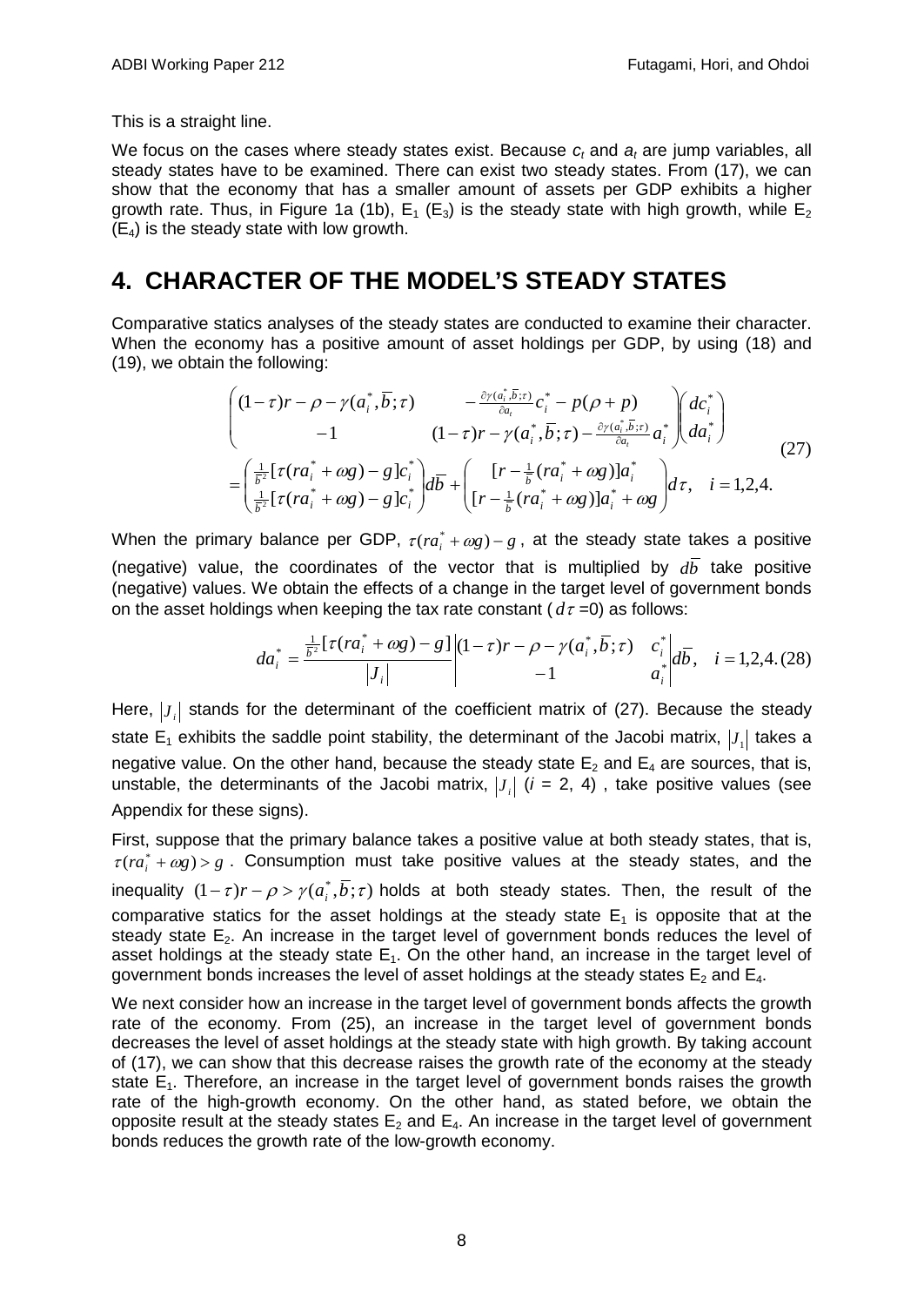This is a straight line.

We focus on the cases where steady states exist. Because $c_t$ and $a_t$ are jump variables, all steady states have to be examined. There can exist two steady states. From (17), we can show that the economy that has a smaller amount of assets per GDP exhibits a higher growth rate. Thus, in Figure 1a (1b), $E_1$ ($E_3$) is the steady state with high growth, while $E_2$ ($E_4$) is the steady state with low growth.

# 4. CHARACTER OF THE MODEL'S STEADY STATES

Comparative statics analyses of the steady states are conducted to examine their character. When the economy has a positive amount of asset holdings per GDP, by using (18) and (19), we obtain the following:

$$
\begin{pmatrix} (1-\tau)r-\rho-\gamma(a_i^*,\bar{b};\tau) & -\frac{\partial\gamma(a_i^*,\bar{b};\tau)}{\partial a_i}c_i^* - p(\rho+p) \\ -1 & (1-\tau)r-\gamma(a_i^*,\bar{b};\tau)-\frac{\partial\gamma(a_i^*,\bar{b};\tau)}{\partial a_i}a_i^* \end{pmatrix} \begin{pmatrix} dc_i^* \\ da_i^* \end{pmatrix}
$$
$$
= \begin{pmatrix} \frac{1}{\bar{b}^2}[\tau(ra_i^*+\omega g)-g]c_i^* \\ \frac{1}{\bar{b}^2}[\tau(ra_i^*+\omega g)-g]c_i^* \end{pmatrix} d\bar{b} + \begin{pmatrix} [r-\frac{1}{\bar{b}}(ra_i^*+\omega g)]a_i^* \\ [r-\frac{1}{\bar{b}}(ra_i^*+\omega g)]a_i^*+\omega g \end{pmatrix} d\tau, \quad i=1,2,4. \tag{27}
$$

When the primary balance per GDP, $\tau(ra_i^*+\omega g)-g$, at the steady state takes a positive (negative) value, the coordinates of the vector that is multiplied by $d\bar{b}$ take positive (negative) values. We obtain the effects of a change in the target level of government bonds on the asset holdings when keeping the tax rate constant ($d\tau$ =0) as follows:

$$
da_i^* = \frac{\frac{1}{\bar{b}^2}[\tau(ra_i^*+\omega g)-g]}{|J_i|}\begin{vmatrix} (1-\tau)r-\rho-\gamma(a_i^*,\bar{b};\tau) & c_i^* \\ -1 & a_i^* \end{vmatrix} d\bar{b}, \quad i=1,2,4. \tag{28}
$$

Here, $|J_i|$ stands for the determinant of the coefficient matrix of (27). Because the steady state $E_1$ exhibits the saddle point stability, the determinant of the Jacobi matrix, $|J_1|$ takes a negative value. On the other hand, because the steady state $E_2$ and $E_4$ are sources, that is, unstable, the determinants of the Jacobi matrix, $|J_i|$ ($i$ = 2, 4) , take positive values (see Appendix for these signs).

First, suppose that the primary balance takes a positive value at both steady states, that is, $\tau(ra_i^*+\omega g)>g$. Consumption must take positive values at the steady states, and the inequality $(1-\tau)r-\rho>\gamma(a_i^*,\bar{b};\tau)$ holds at both steady states. Then, the result of the comparative statics for the asset holdings at the steady state $E_1$ is opposite that at the steady state $E_2$. An increase in the target level of government bonds reduces the level of asset holdings at the steady state $E_1$. On the other hand, an increase in the target level of government bonds increases the level of asset holdings at the steady states $E_2$ and $E_4$.

We next consider how an increase in the target level of government bonds affects the growth rate of the economy. From (25), an increase in the target level of government bonds decreases the level of asset holdings at the steady state with high growth. By taking account of (17), we can show that this decrease raises the growth rate of the economy at the steady state $E_1$. Therefore, an increase in the target level of government bonds raises the growth rate of the high-growth economy. On the other hand, as stated before, we obtain the opposite result at the steady states $E_2$ and $E_4$. An increase in the target level of government bonds reduces the growth rate of the low-growth economy.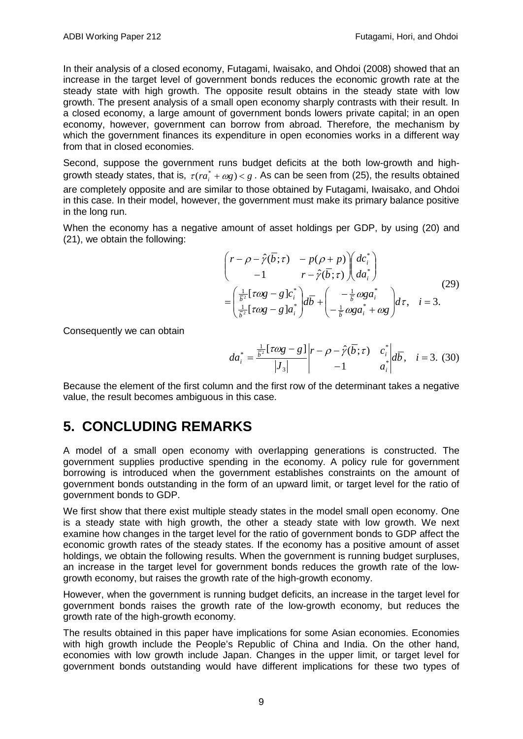In their analysis of a closed economy, Futagami, Iwaisako, and Ohdoi (2008) showed that an increase in the target level of government bonds reduces the economic growth rate at the steady state with high growth. The opposite result obtains in the steady state with low growth. The present analysis of a small open economy sharply contrasts with their result. In a closed economy, a large amount of government bonds lowers private capital; in an open economy, however, government can borrow from abroad. Therefore, the mechanism by which the government finances its expenditure in open economies works in a different way from that in closed economies.

Second, suppose the government runs budget deficits at the both low-growth and high-growth steady states, that is, $\tau(ra_i^* + \omega g) < g$. As can be seen from (25), the results obtained are completely opposite and are similar to those obtained by Futagami, Iwaisako, and Ohdoi in this case. In their model, however, the government must make its primary balance positive in the long run.

When the economy has a negative amount of asset holdings per GDP, by using (20) and (21), we obtain the following:

$$
\begin{pmatrix} r-\rho-\hat{\gamma}(\bar{b};\tau) & -p(\rho+p) \\ -1 & r-\hat{\gamma}(\bar{b};\tau) \end{pmatrix} \begin{pmatrix} dc_i^* \\ da_i^* \end{pmatrix} = \begin{pmatrix} \frac{1}{\bar{b}^2}[\tau\omega g - g]c_i^* \\ \frac{1}{\bar{b}^2}[\tau\omega g - g]a_i^* \end{pmatrix} d\bar{b} + \begin{pmatrix} -\frac{1}{\bar{b}}\omega g a_i^* \\ -\frac{1}{\bar{b}}\omega g a_i^* + \omega g \end{pmatrix} d\tau, \quad i = 3. \tag{29}
$$

Consequently we can obtain

$$
da_i^* = \frac{\frac{1}{\bar{b}^2}[\tau\omega g - g]}{|J_3|} \begin{vmatrix} r-\rho-\hat{\gamma}(\bar{b};\tau) & c_i^* \\ -1 & a_i^* \end{vmatrix} d\bar{b}, \quad i = 3. \tag{30}
$$

Because the element of the first column and the first row of the determinant takes a negative value, the result becomes ambiguous in this case.

# 5. CONCLUDING REMARKS

A model of a small open economy with overlapping generations is constructed. The government supplies productive spending in the economy. A policy rule for government borrowing is introduced when the government establishes constraints on the amount of government bonds outstanding in the form of an upward limit, or target level for the ratio of government bonds to GDP.

We first show that there exist multiple steady states in the model small open economy. One is a steady state with high growth, the other a steady state with low growth. We next examine how changes in the target level for the ratio of government bonds to GDP affect the economic growth rates of the steady states. If the economy has a positive amount of asset holdings, we obtain the following results. When the government is running budget surpluses, an increase in the target level for government bonds reduces the growth rate of the low-growth economy, but raises the growth rate of the high-growth economy.

However, when the government is running budget deficits, an increase in the target level for government bonds raises the growth rate of the low-growth economy, but reduces the growth rate of the high-growth economy.

The results obtained in this paper have implications for some Asian economies. Economies with high growth include the People's Republic of China and India. On the other hand, economies with low growth include Japan. Changes in the upper limit, or target level for government bonds outstanding would have different implications for these two types of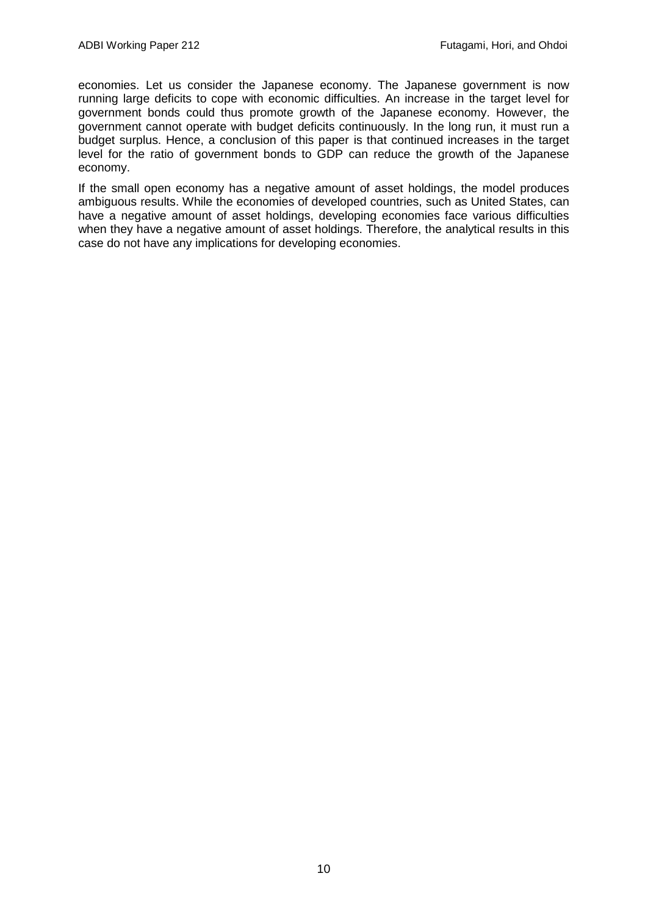economies. Let us consider the Japanese economy. The Japanese government is now running large deficits to cope with economic difficulties. An increase in the target level for government bonds could thus promote growth of the Japanese economy. However, the government cannot operate with budget deficits continuously. In the long run, it must run a budget surplus. Hence, a conclusion of this paper is that continued increases in the target level for the ratio of government bonds to GDP can reduce the growth of the Japanese economy.

If the small open economy has a negative amount of asset holdings, the model produces ambiguous results. While the economies of developed countries, such as United States, can have a negative amount of asset holdings, developing economies face various difficulties when they have a negative amount of asset holdings. Therefore, the analytical results in this case do not have any implications for developing economies.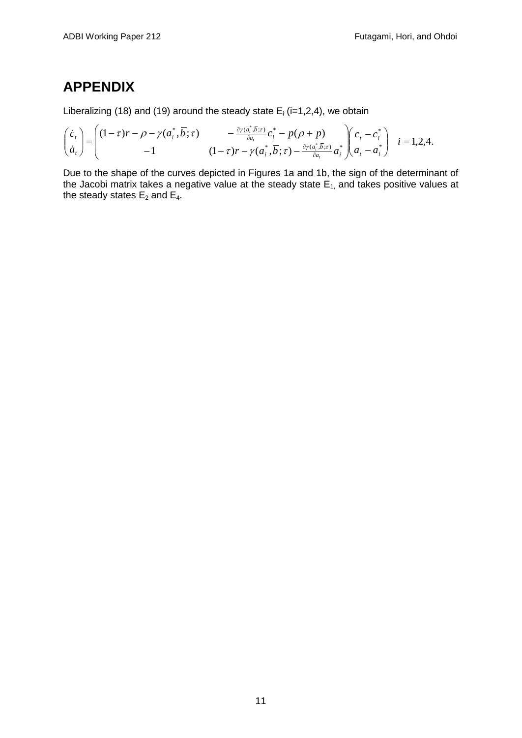# APPENDIX

Liberalizing (18) and (19) around the steady state $E_i$ ($i$=1,2,4), we obtain

$$\begin{pmatrix} \dot{c}_t \\ \dot{a}_t \end{pmatrix} = \begin{pmatrix} (1-\tau)r - \rho - \gamma(a_i^*, \overline{b}; \tau) & -\frac{\partial \gamma(a_i^*, \overline{b}; \tau)}{\partial a_t} c_i^* - p(\rho + p) \\ -1 & (1-\tau)r - \gamma(a_i^*, \overline{b}; \tau) - \frac{\partial \gamma(a_i^*, \overline{b}; \tau)}{\partial a_t} a_i^* \end{pmatrix} \begin{pmatrix} c_t - c_i^* \\ a_t - a_i^* \end{pmatrix} \quad i = 1,2,4.$$

Due to the shape of the curves depicted in Figures 1a and 1b, the sign of the determinant of the Jacobi matrix takes a negative value at the steady state $E_1$, and takes positive values at the steady states $E_2$ and $E_4$.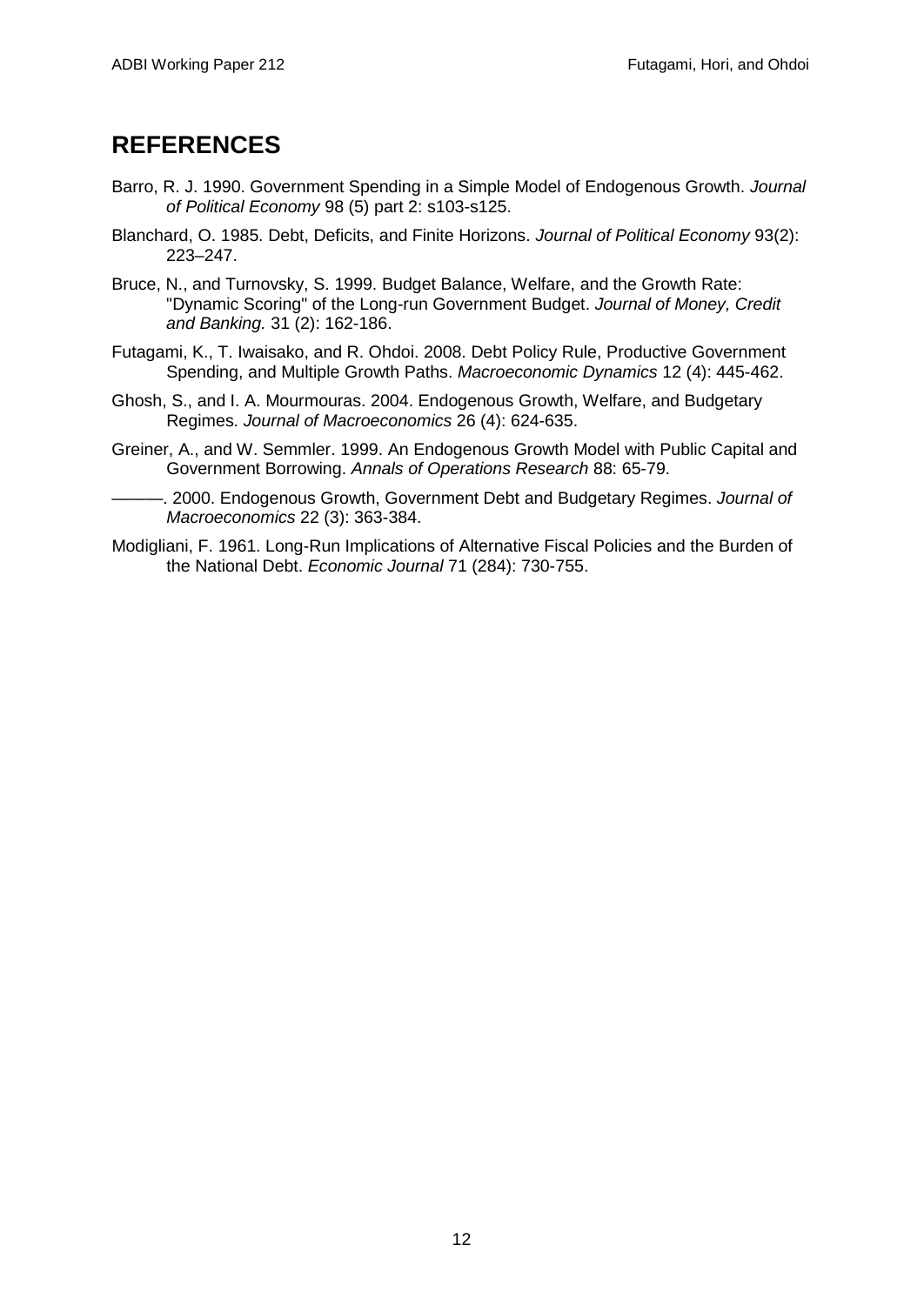## REFERENCES

Barro, R. J. 1990. Government Spending in a Simple Model of Endogenous Growth. *Journal of Political Economy* 98 (5) part 2: s103-s125.

Blanchard, O. 1985. Debt, Deficits, and Finite Horizons. *Journal of Political Economy* 93(2): 223–247.

Bruce, N., and Turnovsky, S. 1999. Budget Balance, Welfare, and the Growth Rate: "Dynamic Scoring" of the Long-run Government Budget. *Journal of Money, Credit and Banking.* 31 (2): 162-186.

Futagami, K., T. Iwaisako, and R. Ohdoi. 2008. Debt Policy Rule, Productive Government Spending, and Multiple Growth Paths. *Macroeconomic Dynamics* 12 (4): 445-462.

Ghosh, S., and I. A. Mourmouras. 2004. Endogenous Growth, Welfare, and Budgetary Regimes. *Journal of Macroeconomics* 26 (4): 624-635.

Greiner, A., and W. Semmler. 1999. An Endogenous Growth Model with Public Capital and Government Borrowing. *Annals of Operations Research* 88: 65-79.

———. 2000. Endogenous Growth, Government Debt and Budgetary Regimes. *Journal of Macroeconomics* 22 (3): 363-384.

Modigliani, F. 1961. Long-Run Implications of Alternative Fiscal Policies and the Burden of the National Debt. *Economic Journal* 71 (284): 730-755.